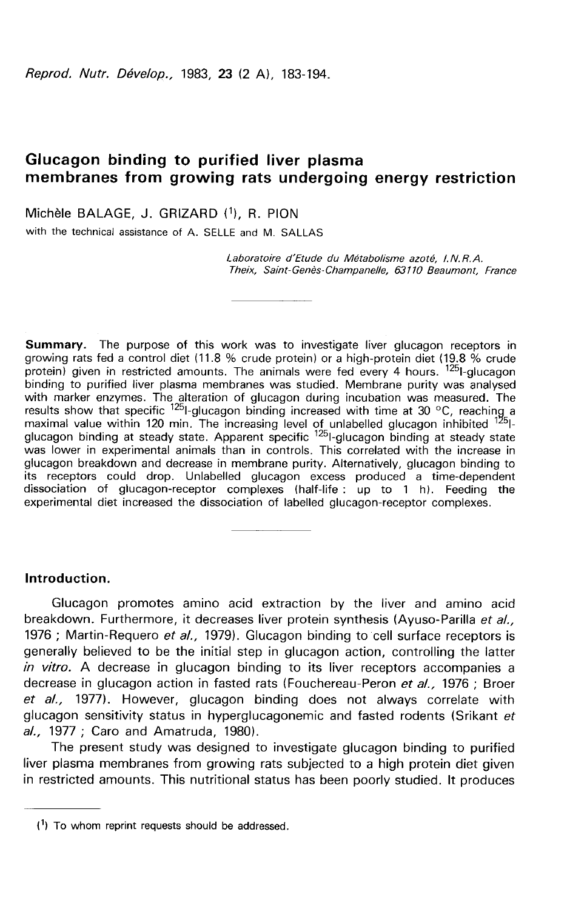# Glucagon binding to purified liver plasma membranes from growing rats undergoing energy restriction

Michèle BALAGE, J. GRIZARD [1], R. PION

with the technical assistance of A. SELLE and M. SALLAS

*Laboratoire d'Etude du Métabolisme azoté, I.N.R.A. Theix, Saint-Genès-Champanelle, 63110 Beaumont, France*

**Summary.** The purpose of this work was to investigate liver glucagon receptors in growing rats fed a control diet (11.8 % crude protein) or a high-protein diet (19.8 % crude protein) given in restricted amounts. The animals were fed every 4 hours. $^{125}$I-glucagon binding to purified liver plasma membranes was studied. Membrane purity was analysed with marker enzymes. The alteration of glucagon during incubation was measured. The results show that specific $^{125}$I-glucagon binding increased with time at 30 °C, reaching a maximal value within 120 min. The increasing level of unlabelled glucagon inhibited $^{125}$I-glucagon binding at steady state. Apparent specific $^{125}$I-glucagon binding at steady state was lower in experimental animals than in controls. This correlated with the increase in glucagon breakdown and decrease in membrane purity. Alternatively, glucagon binding to its receptors could drop. Unlabelled glucagon excess produced a time-dependent dissociation of glucagon-receptor complexes (half-life : up to 1 h). Feeding the experimental diet increased the dissociation of labelled glucagon-receptor complexes.

## Introduction.

Glucagon promotes amino acid extraction by the liver and amino acid breakdown. Furthermore, it decreases liver protein synthesis (Ayuso-Parilla *et al.*, 1976 ; Martin-Requero *et al.*, 1979). Glucagon binding to cell surface receptors is generally believed to be the initial step in glucagon action, controlling the latter *in vitro*. A decrease in glucagon binding to its liver receptors accompanies a decrease in glucagon action in fasted rats (Fouchereau-Peron *et al.*, 1976 ; Broer *et al.*, 1977). However, glucagon binding does not always correlate with glucagon sensitivity status in hyperglucagonemic and fasted rodents (Srikant *et al.*, 1977 ; Caro and Amatruda, 1980).

The present study was designed to investigate glucagon binding to purified liver plasma membranes from growing rats subjected to a high protein diet given in restricted amounts. This nutritional status has been poorly studied. It produces

[1] To whom reprint requests should be addressed.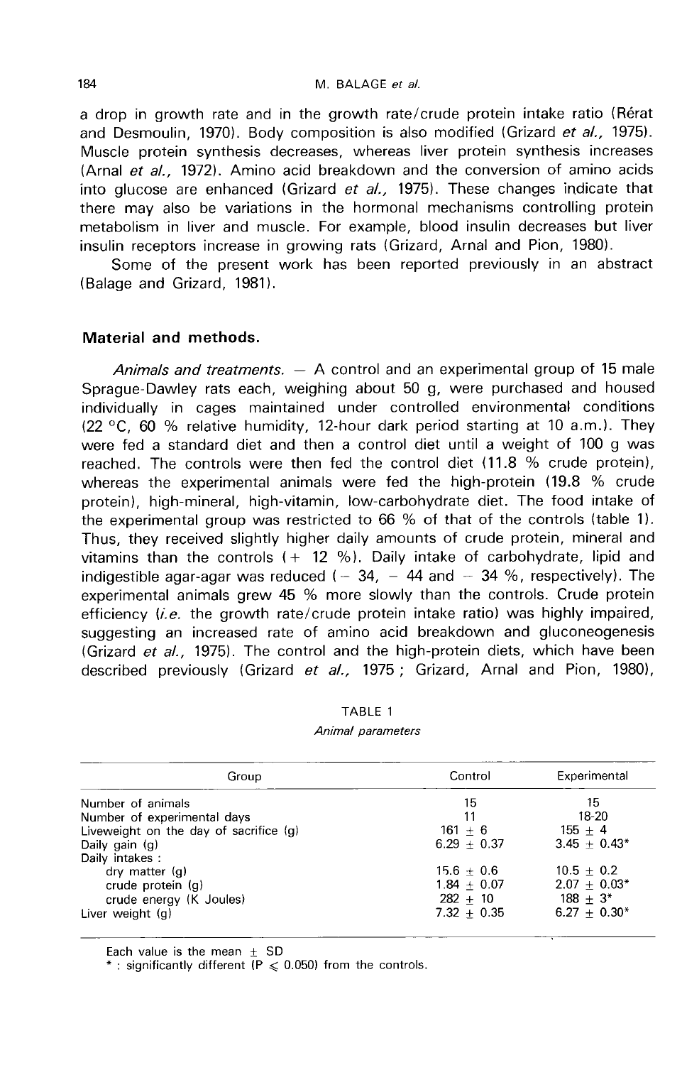a drop in growth rate and in the growth rate/crude protein intake ratio (Rérat and Desmoulin, 1970). Body composition is also modified (Grizard *et al.*, 1975). Muscle protein synthesis decreases, whereas liver protein synthesis increases (Arnal *et al.*, 1972). Amino acid breakdown and the conversion of amino acids into glucose are enhanced (Grizard *et al.*, 1975). These changes indicate that there may also be variations in the hormonal mechanisms controlling protein metabolism in liver and muscle. For example, blood insulin decreases but liver insulin receptors increase in growing rats (Grizard, Arnal and Pion, 1980).

Some of the present work has been reported previously in an abstract (Balage and Grizard, 1981).

## Material and methods.

*Animals and treatments.* — A control and an experimental group of 15 male Sprague-Dawley rats each, weighing about 50 g, were purchased and housed individually in cages maintained under controlled environmental conditions (22 °C, 60 % relative humidity, 12-hour dark period starting at 10 a.m.). They were fed a standard diet and then a control diet until a weight of 100 g was reached. The controls were then fed the control diet (11.8 % crude protein), whereas the experimental animals were fed the high-protein (19.8 % crude protein), high-mineral, high-vitamin, low-carbohydrate diet. The food intake of the experimental group was restricted to 66 % of that of the controls (table 1). Thus, they received slightly higher daily amounts of crude protein, mineral and vitamins than the controls (+ 12 %). Daily intake of carbohydrate, lipid and indigestible agar-agar was reduced (− 34, − 44 and − 34 %, respectively). The experimental animals grew 45 % more slowly than the controls. Crude protein efficiency (*i.e.* the growth rate/crude protein intake ratio) was highly impaired, suggesting an increased rate of amino acid breakdown and gluconeogenesis (Grizard *et al.*, 1975). The control and the high-protein diets, which have been described previously (Grizard *et al.*, 1975 ; Grizard, Arnal and Pion, 1980),

TABLE 1

*Animal parameters*

| Group | Control | Experimental |
|---|---|---|
| Number of animals | 15 | 15 |
| Number of experimental days | 11 | 18-20 |
| Liveweight on the day of sacrifice (g) | 161 ± 6 | 155 ± 4 |
| Daily gain (g) | 6.29 ± 0.37 | 3.45 ± 0.43* |
| Daily intakes : | | |
| dry matter (g) | 15.6 ± 0.6 | 10.5 ± 0.2 |
| crude protein (g) | 1.84 ± 0.07 | 2.07 ± 0.03* |
| crude energy (K Joules) | 282 ± 10 | 188 ± 3* |
| Liver weight (g) | 7.32 ± 0.35 | 6.27 ± 0.30* |

Each value is the mean ± SD

* : significantly different ($P \leqslant 0.050$) from the controls.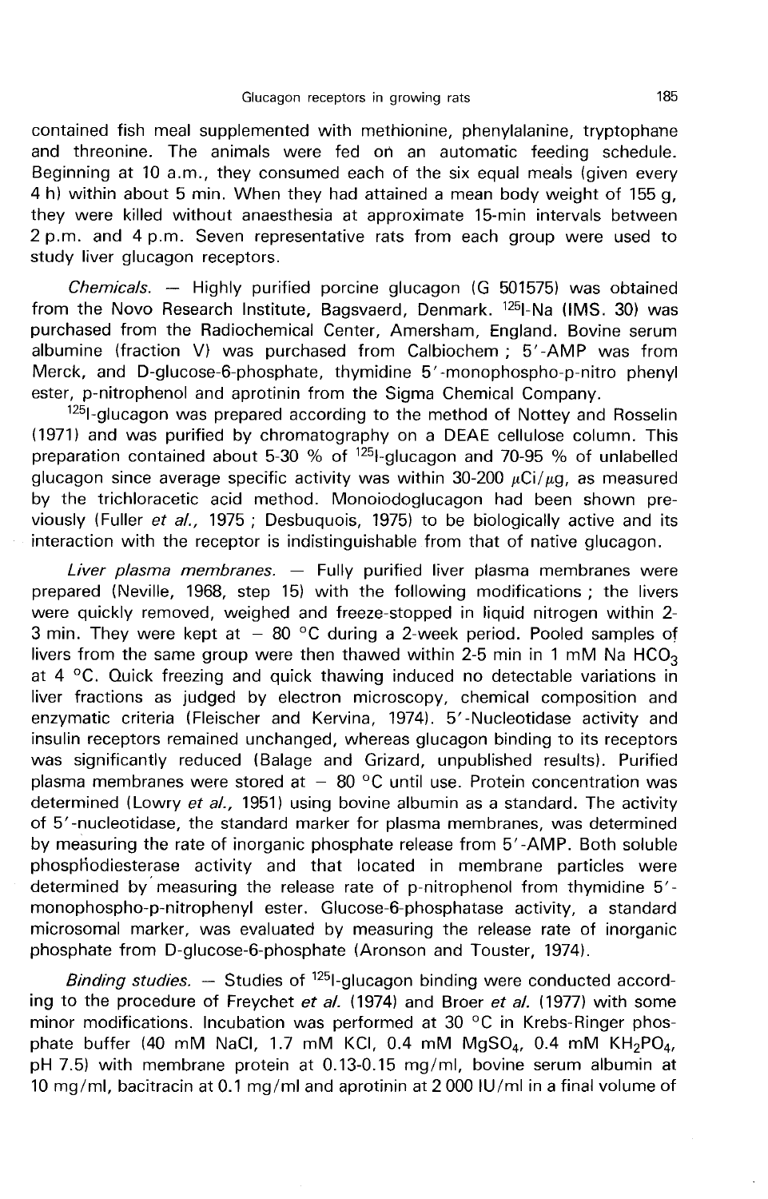contained fish meal supplemented with methionine, phenylalanine, tryptophane and threonine. The animals were fed on an automatic feeding schedule. Beginning at 10 a.m., they consumed each of the six equal meals (given every 4 h) within about 5 min. When they had attained a mean body weight of 155 g, they were killed without anaesthesia at approximate 15-min intervals between 2 p.m. and 4 p.m. Seven representative rats from each group were used to study liver glucagon receptors.

*Chemicals.* — Highly purified porcine glucagon (G 501575) was obtained from the Novo Research Institute, Bagsvaerd, Denmark. $^{125}$I-Na (IMS. 30) was purchased from the Radiochemical Center, Amersham, England. Bovine serum albumine (fraction V) was purchased from Calbiochem ; 5′-AMP was from Merck, and D-glucose-6-phosphate, thymidine 5′-monophospho-p-nitro phenyl ester, p-nitrophenol and aprotinin from the Sigma Chemical Company.

$^{125}$I-glucagon was prepared according to the method of Nottey and Rosselin (1971) and was purified by chromatography on a DEAE cellulose column. This preparation contained about 5-30 % of $^{125}$I-glucagon and 70-95 % of unlabelled glucagon since average specific activity was within 30-200 $\mu$Ci/$\mu$g, as measured by the trichloracetic acid method. Monoiodoglucagon had been shown previously (Fuller *et al.,* 1975 ; Desbuquois, 1975) to be biologically active and its interaction with the receptor is indistinguishable from that of native glucagon.

*Liver plasma membranes.* — Fully purified liver plasma membranes were prepared (Neville, 1968, step 15) with the following modifications ; the livers were quickly removed, weighed and freeze-stopped in liquid nitrogen within 2-3 min. They were kept at − 80 °C during a 2-week period. Pooled samples of livers from the same group were then thawed within 2-5 min in 1 mM Na $HCO_3$ at 4 °C. Quick freezing and quick thawing induced no detectable variations in liver fractions as judged by electron microscopy, chemical composition and enzymatic criteria (Fleischer and Kervina, 1974). 5′-Nucleotidase activity and insulin receptors remained unchanged, whereas glucagon binding to its receptors was significantly reduced (Balage and Grizard, unpublished results). Purified plasma membranes were stored at − 80 °C until use. Protein concentration was determined (Lowry *et al.,* 1951) using bovine albumin as a standard. The activity of 5′-nucleotidase, the standard marker for plasma membranes, was determined by measuring the rate of inorganic phosphate release from 5′-AMP. Both soluble phosphodiesterase activity and that located in membrane particles were determined by measuring the release rate of p-nitrophenol from thymidine 5′-monophospho-p-nitrophenyl ester. Glucose-6-phosphatase activity, a standard microsomal marker, was evaluated by measuring the release rate of inorganic phosphate from D-glucose-6-phosphate (Aronson and Touster, 1974).

*Binding studies.* — Studies of $^{125}$I-glucagon binding were conducted according to the procedure of Freychet *et al.* (1974) and Broer *et al.* (1977) with some minor modifications. Incubation was performed at 30 °C in Krebs-Ringer phosphate buffer (40 mM NaCl, 1.7 mM KCl, 0.4 mM $MgSO_4$, 0.4 mM $KH_2PO_4$, pH 7.5) with membrane protein at 0.13-0.15 mg/ml, bovine serum albumin at 10 mg/ml, bacitracin at 0.1 mg/ml and aprotinin at 2 000 IU/ml in a final volume of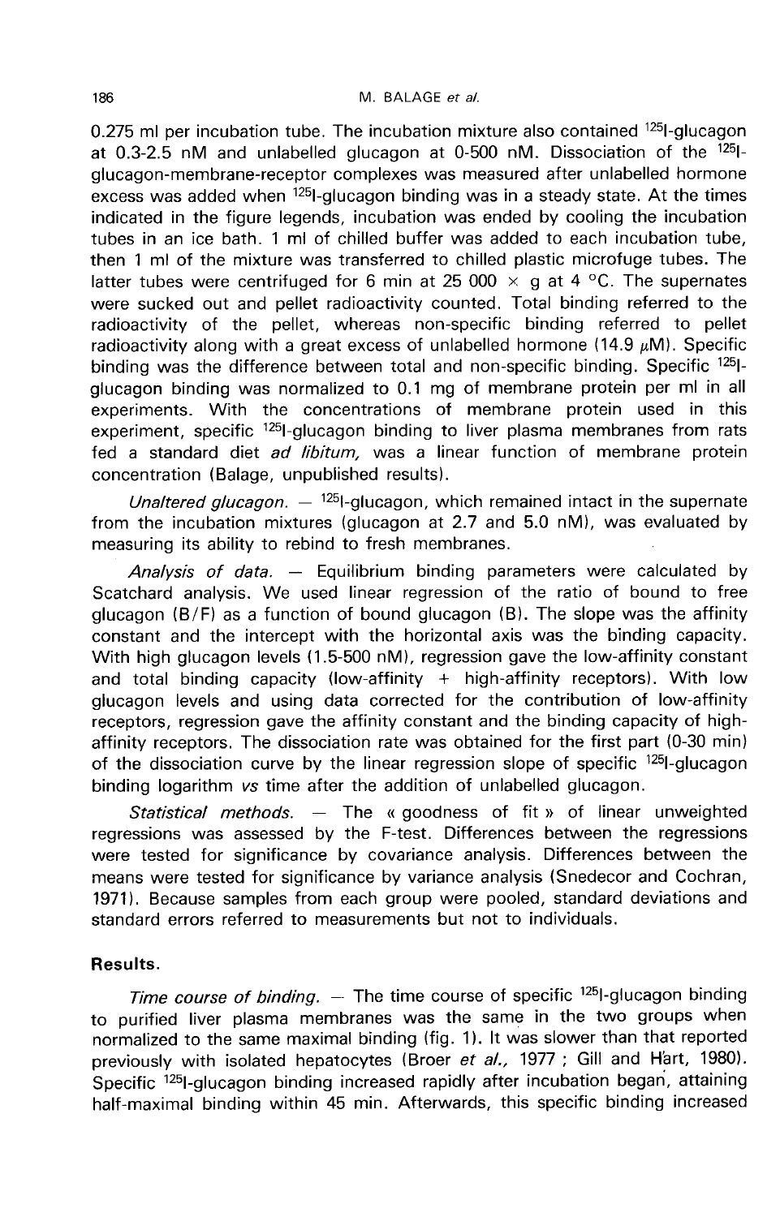0.275 ml per incubation tube. The incubation mixture also contained $^{125}$I-glucagon at 0.3-2.5 nM and unlabelled glucagon at 0-500 nM. Dissociation of the $^{125}$I-glucagon-membrane-receptor complexes was measured after unlabelled hormone excess was added when $^{125}$I-glucagon binding was in a steady state. At the times indicated in the figure legends, incubation was ended by cooling the incubation tubes in an ice bath. 1 ml of chilled buffer was added to each incubation tube, then 1 ml of the mixture was transferred to chilled plastic microfuge tubes. The latter tubes were centrifuged for 6 min at 25 000 × g at 4 °C. The supernates were sucked out and pellet radioactivity counted. Total binding referred to the radioactivity of the pellet, whereas non-specific binding referred to pellet radioactivity along with a great excess of unlabelled hormone (14.9 μM). Specific binding was the difference between total and non-specific binding. Specific $^{125}$I-glucagon binding was normalized to 0.1 mg of membrane protein per ml in all experiments. With the concentrations of membrane protein used in this experiment, specific $^{125}$I-glucagon binding to liver plasma membranes from rats fed a standard diet *ad libitum,* was a linear function of membrane protein concentration (Balage, unpublished results).

*Unaltered glucagon.* — $^{125}$I-glucagon, which remained intact in the supernate from the incubation mixtures (glucagon at 2.7 and 5.0 nM), was evaluated by measuring its ability to rebind to fresh membranes.

*Analysis of data.* — Equilibrium binding parameters were calculated by Scatchard analysis. We used linear regression of the ratio of bound to free glucagon (B/F) as a function of bound glucagon (B). The slope was the affinity constant and the intercept with the horizontal axis was the binding capacity. With high glucagon levels (1.5-500 nM), regression gave the low-affinity constant and total binding capacity (low-affinity + high-affinity receptors). With low glucagon levels and using data corrected for the contribution of low-affinity receptors, regression gave the affinity constant and the binding capacity of high-affinity receptors. The dissociation rate was obtained for the first part (0-30 min) of the dissociation curve by the linear regression slope of specific $^{125}$I-glucagon binding logarithm *vs* time after the addition of unlabelled glucagon.

*Statistical methods.* — The « goodness of fit » of linear unweighted regressions was assessed by the F-test. Differences between the regressions were tested for significance by covariance analysis. Differences between the means were tested for significance by variance analysis (Snedecor and Cochran, 1971). Because samples from each group were pooled, standard deviations and standard errors referred to measurements but not to individuals.

## Results.

*Time course of binding.* — The time course of specific $^{125}$I-glucagon binding to purified liver plasma membranes was the same in the two groups when normalized to the same maximal binding (fig. 1). It was slower than that reported previously with isolated hepatocytes (Broer *et al.,* 1977 ; Gill and Hart, 1980). Specific $^{125}$I-glucagon binding increased rapidly after incubation began, attaining half-maximal binding within 45 min. Afterwards, this specific binding increased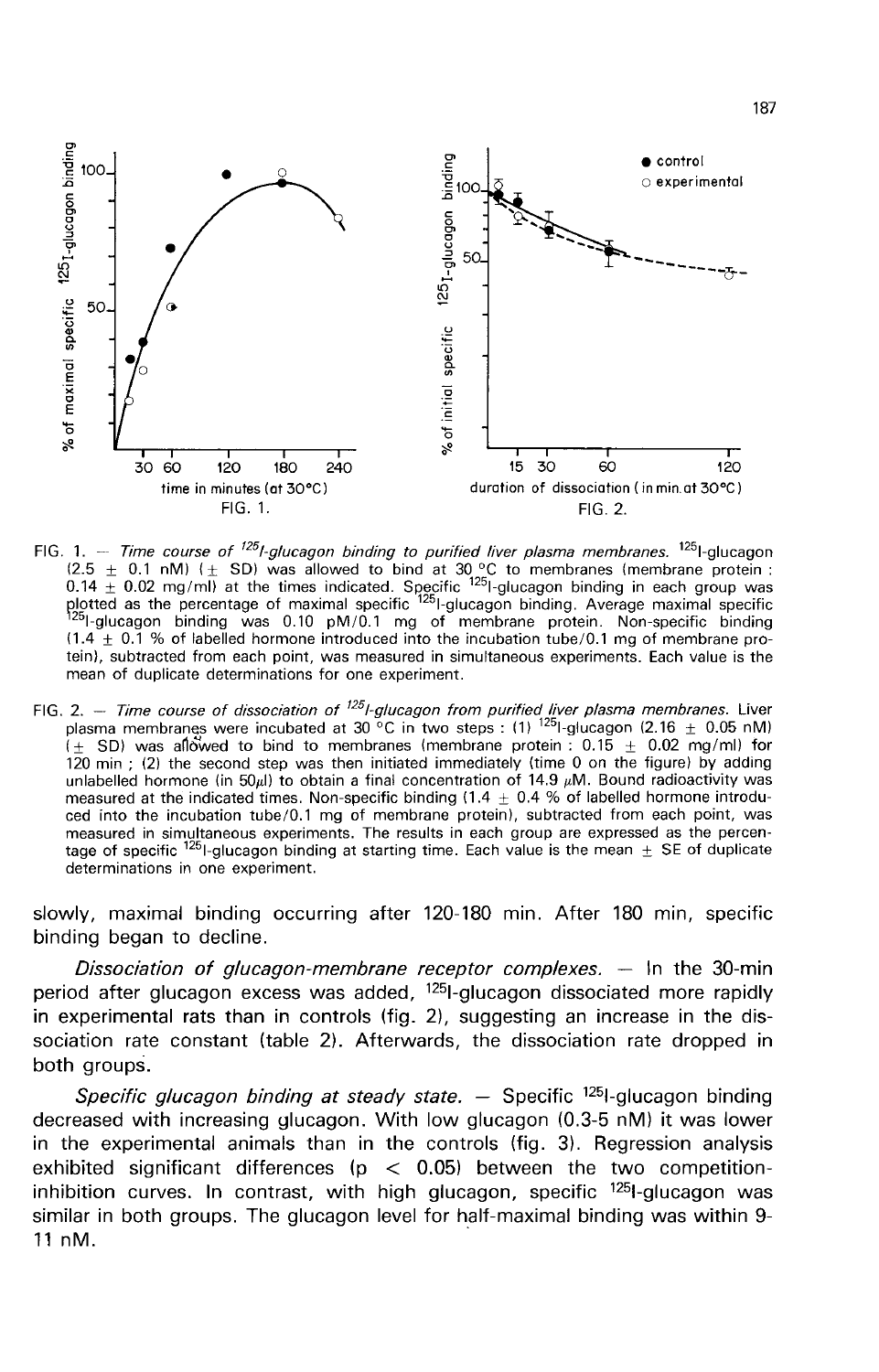FIG. 1. — *Time course of $^{125}$I-glucagon binding to purified liver plasma membranes.* $^{125}$I-glucagon (2.5 ± 0.1 nM) (± SD) was allowed to bind at 30 °C to membranes (membrane protein : 0.14 ± 0.02 mg/ml) at the times indicated. Specific $^{125}$I-glucagon binding in each group was plotted as the percentage of maximal specific $^{125}$I-glucagon binding. Average maximal specific $^{125}$I-glucagon binding was 0.10 pM/0.1 mg of membrane protein. Non-specific binding (1.4 ± 0.1 % of labelled hormone introduced into the incubation tube/0.1 mg of membrane protein), subtracted from each point, was measured in simultaneous experiments. Each value is the mean of duplicate determinations for one experiment.

FIG. 2. — *Time course of dissociation of $^{125}$I-glucagon from purified liver plasma membranes.* Liver plasma membranes were incubated at 30 °C in two steps : (1) $^{125}$I-glucagon (2.16 ± 0.05 nM) (± SD) was allowed to bind to membranes (membrane protein : 0.15 ± 0.02 mg/ml) for 120 min ; (2) the second step was then initiated immediately (time 0 on the figure) by adding unlabelled hormone (in 50µl) to obtain a final concentration of 14.9 µM. Bound radioactivity was measured at the indicated times. Non-specific binding (1.4 ± 0.4 % of labelled hormone introduced into the incubation tube/0.1 mg of membrane protein), subtracted from each point, was measured in simultaneous experiments. The results in each group are expressed as the percentage of specific $^{125}$I-glucagon binding at starting time. Each value is the mean ± SE of duplicate determinations in one experiment.

slowly, maximal binding occurring after 120-180 min. After 180 min, specific binding began to decline.

*Dissociation of glucagon-membrane receptor complexes.* — In the 30-min period after glucagon excess was added, $^{125}$I-glucagon dissociated more rapidly in experimental rats than in controls (fig. 2), suggesting an increase in the dissociation rate constant (table 2). Afterwards, the dissociation rate dropped in both groups.

*Specific glucagon binding at steady state.* — Specific $^{125}$I-glucagon binding decreased with increasing glucagon. With low glucagon (0.3-5 nM) it was lower in the experimental animals than in the controls (fig. 3). Regression analysis exhibited significant differences ($p < 0.05$) between the two competition-inhibition curves. In contrast, with high glucagon, specific $^{125}$I-glucagon was similar in both groups. The glucagon level for half-maximal binding was within 9-11 nM.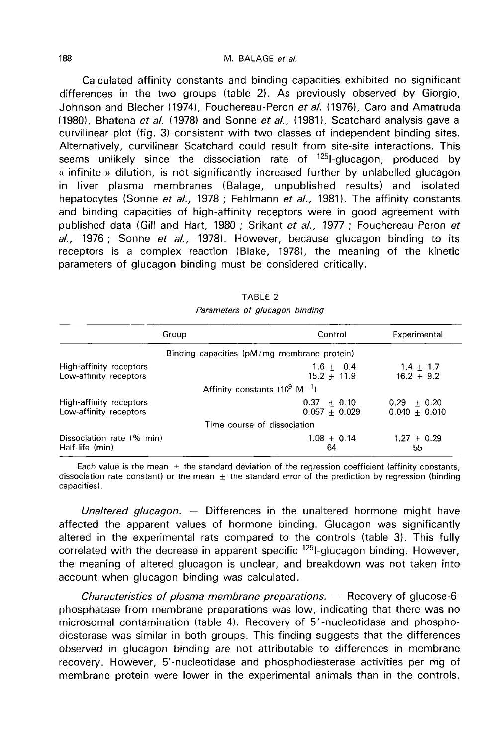Calculated affinity constants and binding capacities exhibited no significant differences in the two groups (table 2). As previously observed by Giorgio, Johnson and Blecher (1974), Fouchereau-Peron *et al.* (1976), Caro and Amatruda (1980), Bhatena *et al.* (1978) and Sonne *et al.*, (1981), Scatchard analysis gave a curvilinear plot (fig. 3) consistent with two classes of independent binding sites. Alternatively, curvilinear Scatchard could result from site-site interactions. This seems unlikely since the dissociation rate of $^{125}$I-glucagon, produced by « infinite » dilution, is not significantly increased further by unlabelled glucagon in liver plasma membranes (Balage, unpublished results) and isolated hepatocytes (Sonne *et al.*, 1978 ; Fehlmann *et al.*, 1981). The affinity constants and binding capacities of high-affinity receptors were in good agreement with published data (Gill and Hart, 1980 ; Srikant *et al.*, 1977 ; Fouchereau-Peron *et al.*, 1976 ; Sonne *et al.*, 1978). However, because glucagon binding to its receptors is a complex reaction (Blake, 1978), the meaning of the kinetic parameters of glucagon binding must be considered critically.

TABLE 2
*Parameters of glucagon binding*

| Group | Control | Experimental |
|---|---|---|
| Binding capacities (pM/mg membrane protein) | | |
| High-affinity receptors | 1.6 ± 0.4 | 1.4 ± 1.7 |
| Low-affinity receptors | 15.2 ± 11.9 | 16.2 ± 9.2 |
| Affinity constants ($10^9$ $M^{-1}$) | | |
| High-affinity receptors | 0.37 ± 0.10 | 0.29 ± 0.20 |
| Low-affinity receptors | 0.057 ± 0.029 | 0.040 ± 0.010 |
| Time course of dissociation | | |
| Dissociation rate (% min) | 1.08 ± 0.14 | 1.27 ± 0.29 |
| Half-life (min) | 64 | 55 |

Each value is the mean ± the standard deviation of the regression coefficient (affinity constants, dissociation rate constant) or the mean ± the standard error of the prediction by regression (binding capacities).

*Unaltered glucagon.* — Differences in the unaltered hormone might have affected the apparent values of hormone binding. Glucagon was significantly altered in the experimental rats compared to the controls (table 3). This fully correlated with the decrease in apparent specific $^{125}$I-glucagon binding. However, the meaning of altered glucagon is unclear, and breakdown was not taken into account when glucagon binding was calculated.

*Characteristics of plasma membrane preparations.* — Recovery of glucose-6-phosphatase from membrane preparations was low, indicating that there was no microsomal contamination (table 4). Recovery of 5'-nucleotidase and phosphodiesterase was similar in both groups. This finding suggests that the differences observed in glucagon binding are not attributable to differences in membrane recovery. However, 5'-nucleotidase and phosphodiesterase activities per mg of membrane protein were lower in the experimental animals than in the controls.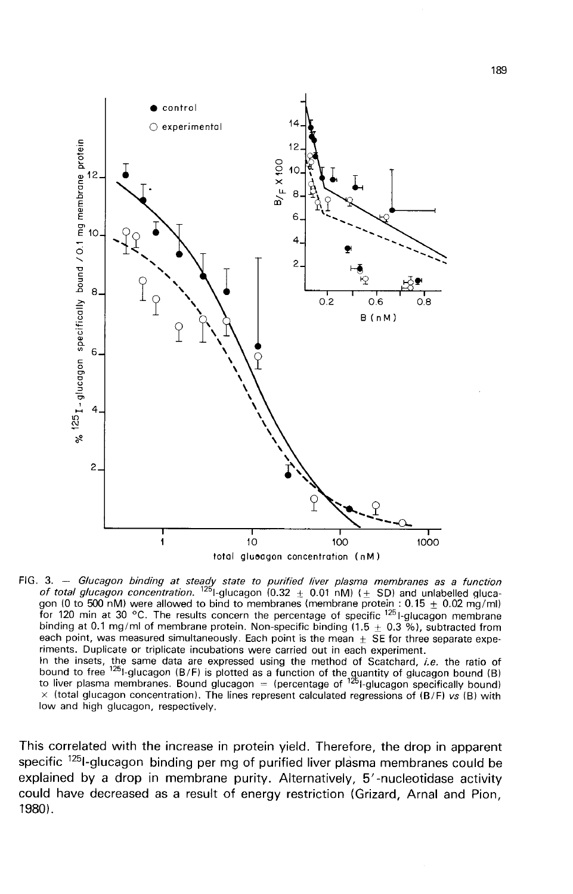FIG. 3. — *Glucagon binding at steady state to purified liver plasma membranes as a function of total glucagon concentration.* $^{125}$I-glucagon (0.32 ± 0.01 nM) (± SD) and unlabelled glucagon (0 to 500 nM) were allowed to bind to membranes (membrane protein : 0.15 ± 0.02 mg/ml) for 120 min at 30 °C. The results concern the percentage of specific $^{125}$I-glucagon membrane binding at 0.1 mg/ml of membrane protein. Non-specific binding (1.5 ± 0.3 %), subtracted from each point, was measured simultaneously. Each point is the mean ± SE for three separate experiments. Duplicate or triplicate incubations were carried out in each experiment.
In the insets, the same data are expressed using the method of Scatchard, *i.e.* the ratio of bound to free $^{125}$I-glucagon (B/F) is plotted as a function of the quantity of glucagon bound (B) to liver plasma membranes. Bound glucagon = (percentage of $^{125}$I-glucagon specifically bound) × (total glucagon concentration). The lines represent calculated regressions of (B/F) *vs* (B) with low and high glucagon, respectively.

This correlated with the increase in protein yield. Therefore, the drop in apparent specific $^{125}$I-glucagon binding per mg of purified liver plasma membranes could be explained by a drop in membrane purity. Alternatively, 5′-nucleotidase activity could have decreased as a result of energy restriction (Grizard, Arnal and Pion, 1980).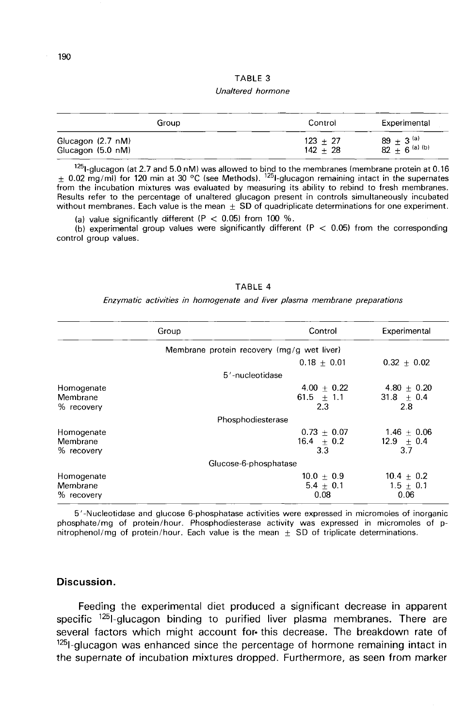TABLE 3

*Unaltered hormone*

| Group | Control | Experimental |
|---|---|---|
| Glucagon (2.7 nM) | 123 ± 27 | 89 ± 3 [(a)] |
| Glucagon (5.0 nM) | 142 ± 28 | 82 ± 6 [(a) (b)] |

$^{125}$I-glucagon (at 2.7 and 5.0 nM) was allowed to bind to the membranes (membrane protein at 0.16 ± 0.02 mg/ml) for 120 min at 30 °C (see Methods). $^{125}$I-glucagon remaining intact in the supernates from the incubation mixtures was evaluated by measuring its ability to rebind to fresh membranes. Results refer to the percentage of unaltered glucagon present in controls simultaneously incubated without membranes. Each value is the mean ± SD of quadriplicate determinations for one experiment.

(a) value significantly different ($P < 0.05$) from 100 %.

(b) experimental group values were significantly different ($P < 0.05$) from the corresponding control group values.

TABLE 4

*Enzymatic activities in homogenate and liver plasma membrane preparations*

| Group | Control | Experimental |
|---|---|---|
| Membrane protein recovery (mg/g wet liver) | | |
| | 0.18 ± 0.01 | 0.32 ± 0.02 |
| 5'-nucleotidase | | |
| Homogenate | 4.00 ± 0.22 | 4.80 ± 0.20 |
| Membrane | 61.5 ± 1.1 | 31.8 ± 0.4 |
| % recovery | 2.3 | 2.8 |
| Phosphodiesterase | | |
| Homogenate | 0.73 ± 0.07 | 1.46 ± 0.06 |
| Membrane | 16.4 ± 0.2 | 12.9 ± 0.4 |
| % recovery | 3.3 | 3.7 |
| Glucose-6-phosphatase | | |
| Homogenate | 10.0 ± 0.9 | 10.4 ± 0.2 |
| Membrane | 5.4 ± 0.1 | 1.5 ± 0.1 |
| % recovery | 0.08 | 0.06 |

5'-Nucleotidase and glucose 6-phosphatase activities were expressed in micromoles of inorganic phosphate/mg of protein/hour. Phosphodiesterase activity was expressed in micromoles of p-nitrophenol/mg of protein/hour. Each value is the mean ± SD of triplicate determinations.

## Discussion.

Feeding the experimental diet produced a significant decrease in apparent specific $^{125}$I-glucagon binding to purified liver plasma membranes. There are several factors which might account for this decrease. The breakdown rate of $^{125}$I-glucagon was enhanced since the percentage of hormone remaining intact in the supernate of incubation mixtures dropped. Furthermore, as seen from marker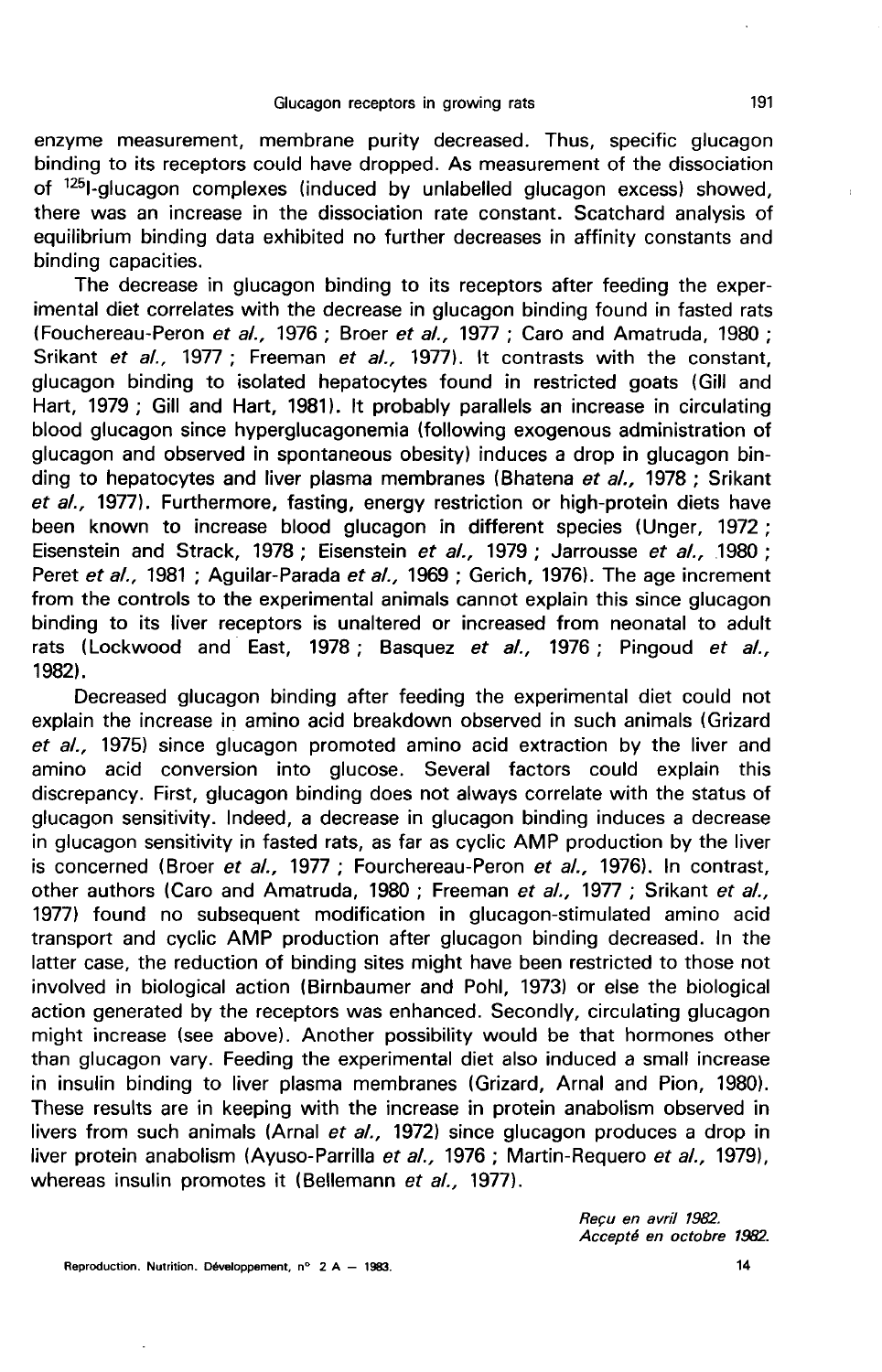enzyme measurement, membrane purity decreased. Thus, specific glucagon binding to its receptors could have dropped. As measurement of the dissociation of $^{125}$I-glucagon complexes (induced by unlabelled glucagon excess) showed, there was an increase in the dissociation rate constant. Scatchard analysis of equilibrium binding data exhibited no further decreases in affinity constants and binding capacities.

The decrease in glucagon binding to its receptors after feeding the experimental diet correlates with the decrease in glucagon binding found in fasted rats (Fouchereau-Peron *et al.,* 1976 ; Broer *et al.,* 1977 ; Caro and Amatruda, 1980 ; Srikant *et al.,* 1977 ; Freeman *et al.,* 1977). It contrasts with the constant, glucagon binding to isolated hepatocytes found in restricted goats (Gill and Hart, 1979 ; Gill and Hart, 1981). It probably parallels an increase in circulating blood glucagon since hyperglucagonemia (following exogenous administration of glucagon and observed in spontaneous obesity) induces a drop in glucagon binding to hepatocytes and liver plasma membranes (Bhatena *et al.,* 1978 ; Srikant *et al.,* 1977). Furthermore, fasting, energy restriction or high-protein diets have been known to increase blood glucagon in different species (Unger, 1972 ; Eisenstein and Strack, 1978 ; Eisenstein *et al.,* 1979 ; Jarrousse *et al.,* 1980 ; Peret *et al.,* 1981 ; Aguilar-Parada *et al.,* 1969 ; Gerich, 1976). The age increment from the controls to the experimental animals cannot explain this since glucagon binding to its liver receptors is unaltered or increased from neonatal to adult rats (Lockwood and East, 1978 ; Basquez *et al.,* 1976 ; Pingoud *et al.,* 1982).

Decreased glucagon binding after feeding the experimental diet could not explain the increase in amino acid breakdown observed in such animals (Grizard *et al.,* 1975) since glucagon promoted amino acid extraction by the liver and amino acid conversion into glucose. Several factors could explain this discrepancy. First, glucagon binding does not always correlate with the status of glucagon sensitivity. Indeed, a decrease in glucagon binding induces a decrease in glucagon sensitivity in fasted rats, as far as cyclic AMP production by the liver is concerned (Broer *et al.,* 1977 ; Fourchereau-Peron *et al.,* 1976). In contrast, other authors (Caro and Amatruda, 1980 ; Freeman *et al.,* 1977 ; Srikant *et al.,* 1977) found no subsequent modification in glucagon-stimulated amino acid transport and cyclic AMP production after glucagon binding decreased. In the latter case, the reduction of binding sites might have been restricted to those not involved in biological action (Birnbaumer and Pohl, 1973) or else the biological action generated by the receptors was enhanced. Secondly, circulating glucagon might increase (see above). Another possibility would be that hormones other than glucagon vary. Feeding the experimental diet also induced a small increase in insulin binding to liver plasma membranes (Grizard, Arnal and Pion, 1980). These results are in keeping with the increase in protein anabolism observed in livers from such animals (Arnal *et al.,* 1972) since glucagon produces a drop in liver protein anabolism (Ayuso-Parrilla *et al.,* 1976 ; Martin-Requero *et al.,* 1979), whereas insulin promotes it (Bellemann *et al.,* 1977).

*Reçu en avril 1982.*
*Accepté en octobre 1982.*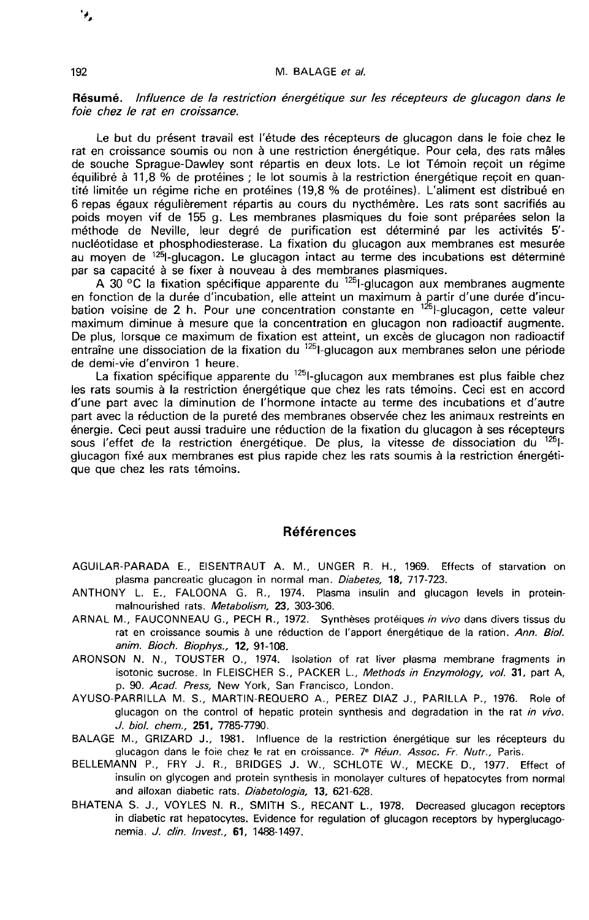**Résumé.** *Influence de la restriction énergétique sur les récepteurs de glucagon dans le foie chez le rat en croissance.*

Le but du présent travail est l'étude des récepteurs de glucagon dans le foie chez le rat en croissance soumis ou non à une restriction énergétique. Pour cela, des rats mâles de souche Sprague-Dawley sont répartis en deux lots. Le lot Témoin reçoit un régime équilibré à 11,8 % de protéines ; le lot soumis à la restriction énergétique reçoit en quantité limitée un régime riche en protéines (19,8 % de protéines). L'aliment est distribué en 6 repas égaux régulièrement répartis au cours du nycthémère. Les rats sont sacrifiés au poids moyen vif de 155 g. Les membranes plasmiques du foie sont préparées selon la méthode de Neville, leur degré de purification est déterminé par les activités 5'-nucléotidase et phosphodiesterase. La fixation du glucagon aux membranes est mesurée au moyen de $^{125}$I-glucagon. Le glucagon intact au terme des incubations est déterminé par sa capacité à se fixer à nouveau à des membranes plasmiques.

A 30 °C la fixation spécifique apparente du $^{125}$I-glucagon aux membranes augmente en fonction de la durée d'incubation, elle atteint un maximum à partir d'une durée d'incubation voisine de 2 h. Pour une concentration constante en $^{125}$I-glucagon, cette valeur maximum diminue à mesure que la concentration en glucagon non radioactif augmente. De plus, lorsque ce maximum de fixation est atteint, un excès de glucagon non radioactif entraîne une dissociation de la fixation du $^{125}$I-glucagon aux membranes selon une période de demi-vie d'environ 1 heure.

La fixation spécifique apparente du $^{125}$I-glucagon aux membranes est plus faible chez les rats soumis à la restriction énergétique que chez les rats témoins. Ceci est en accord d'une part avec la diminution de l'hormone intacte au terme des incubations et d'autre part avec la réduction de la pureté des membranes observée chez les animaux restreints en énergie. Ceci peut aussi traduire une réduction de la fixation du glucagon à ses récepteurs sous l'effet de la restriction énergétique. De plus, la vitesse de dissociation du $^{125}$I-glucagon fixé aux membranes est plus rapide chez les rats soumis à la restriction énergétique que chez les rats témoins.

## Références

AGUILAR-PARADA E., EISENTRAUT A. M., UNGER R. H., 1969. Effects of starvation on plasma pancreatic glucagon in normal man. *Diabetes*, **18**, 717-723.

ANTHONY L. E., FALOONA G. R., 1974. Plasma insulin and glucagon levels in protein-malnourished rats. *Metabolism*, **23**, 303-306.

ARNAL M., FAUCONNEAU G., PECH R., 1972. Synthèses protéiques *in vivo* dans divers tissus du rat en croissance soumis à une réduction de l'apport énergétique de la ration. *Ann. Biol. anim. Bioch. Biophys.*, **12**, 91-108.

ARONSON N. N., TOUSTER O., 1974. Isolation of rat liver plasma membrane fragments in isotonic sucrose. In FLEISCHER S., PACKER L., *Methods in Enzymology, vol.* **31**, part A, p. 90. *Acad. Press*, New York, San Francisco, London.

AYUSO-PARRILLA M. S., MARTIN-REQUERO A., PEREZ DIAZ J., PARILLA P., 1976. Role of glucagon on the control of hepatic protein synthesis and degradation in the rat *in vivo*. *J. biol. chem.*, **251**, 7785-7790.

BALAGE M., GRIZARD J., 1981. Influence de la restriction énergétique sur les récepteurs du glucagon dans le foie chez le rat en croissance. 7[e] *Réun. Assoc. Fr. Nutr.*, Paris.

BELLEMANN P., FRY J. R., BRIDGES J. W., SCHLOTE W., MECKE D., 1977. Effect of insulin on glycogen and protein synthesis in monolayer cultures of hepatocytes from normal and alloxan diabetic rats. *Diabetologia*, **13**, 621-628.

BHATENA S. J., VOYLES N. R., SMITH S., RECANT L., 1978. Decreased glucagon receptors in diabetic rat hepatocytes. Evidence for regulation of glucagon receptors by hyperglucagonemia. *J. clin. Invest.*, **61**, 1488-1497.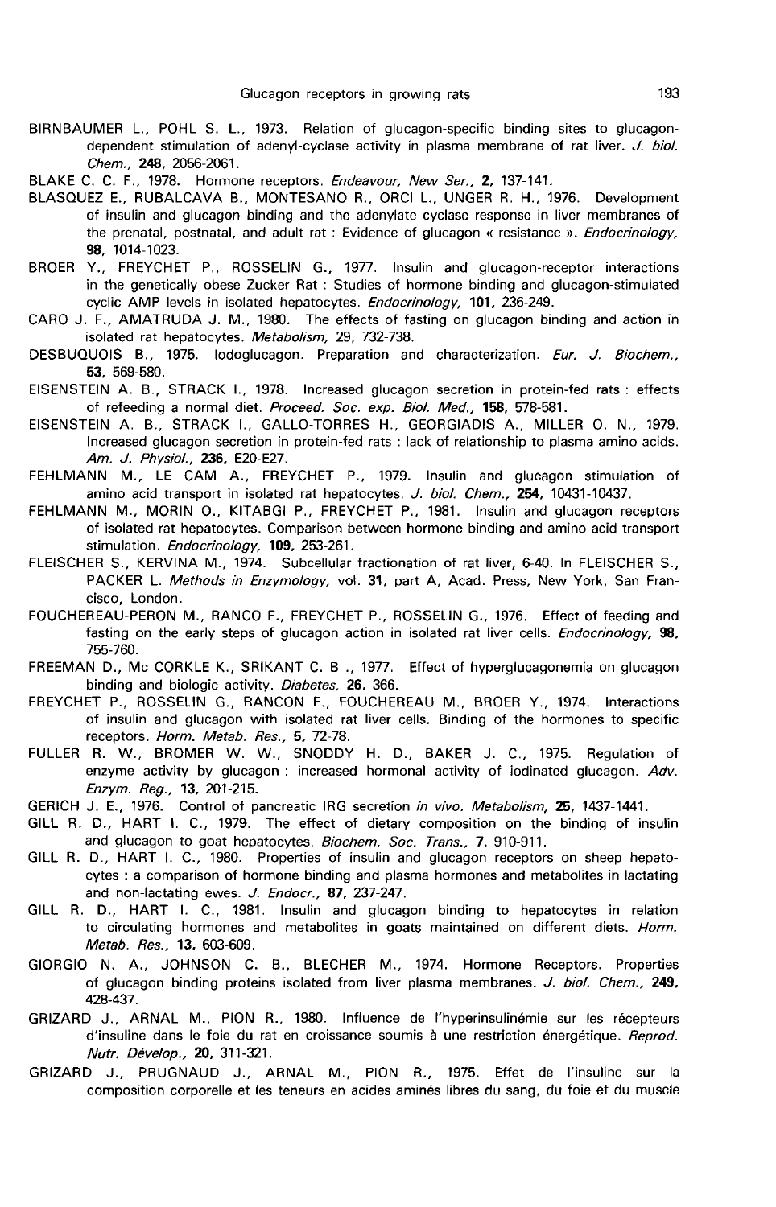BIRNBAUMER L., POHL S. L., 1973. Relation of glucagon-specific binding sites to glucagon-dependent stimulation of adenyl-cyclase activity in plasma membrane of rat liver. *J. biol. Chem.*, **248**, 2056-2061.

BLAKE C. C. F., 1978. Hormone receptors. *Endeavour, New Ser.*, **2**, 137-141.

BLASQUEZ E., RUBALCAVA B., MONTESANO R., ORCI L., UNGER R. H., 1976. Development of insulin and glucagon binding and the adenylate cyclase response in liver membranes of the prenatal, postnatal, and adult rat : Evidence of glucagon « resistance ». *Endocrinology*, **98**, 1014-1023.

BROER Y., FREYCHET P., ROSSELIN G., 1977. Insulin and glucagon-receptor interactions in the genetically obese Zucker Rat : Studies of hormone binding and glucagon-stimulated cyclic AMP levels in isolated hepatocytes. *Endocrinology*, **101**, 236-249.

CARO J. F., AMATRUDA J. M., 1980. The effects of fasting on glucagon binding and action in isolated rat hepatocytes. *Metabolism*, 29, 732-738.

DESBUQUOIS B., 1975. Iodoglucagon. Preparation and characterization. *Eur. J. Biochem.*, **53**, 569-580.

EISENSTEIN A. B., STRACK I., 1978. Increased glucagon secretion in protein-fed rats : effects of refeeding a normal diet. *Proceed. Soc. exp. Biol. Med.*, **158**, 578-581.

EISENSTEIN A. B., STRACK I., GALLO-TORRES H., GEORGIADIS A., MILLER O. N., 1979. Increased glucagon secretion in protein-fed rats : lack of relationship to plasma amino acids. *Am. J. Physiol.*, **236**, E20-E27.

FEHLMANN M., LE CAM A., FREYCHET P., 1979. Insulin and glucagon stimulation of amino acid transport in isolated rat hepatocytes. *J. biol. Chem.*, **254**, 10431-10437.

FEHLMANN M., MORIN O., KITABGI P., FREYCHET P., 1981. Insulin and glucagon receptors of isolated rat hepatocytes. Comparison between hormone binding and amino acid transport stimulation. *Endocrinology*, **109**, 253-261.

FLEISCHER S., KERVINA M., 1974. Subcellular fractionation of rat liver, 6-40. In FLEISCHER S., PACKER L. *Methods in Enzymology*, vol. **31**, part A, Acad. Press, New York, San Francisco, London.

FOUCHEREAU-PERON M., RANCO F., FREYCHET P., ROSSELIN G., 1976. Effect of feeding and fasting on the early steps of glucagon action in isolated rat liver cells. *Endocrinology*, **98**, 755-760.

FREEMAN D., Mc CORKLE K., SRIKANT C. B ., 1977. Effect of hyperglucagonemia on glucagon binding and biologic activity. *Diabetes*, **26**, 366.

FREYCHET P., ROSSELIN G., RANCON F., FOUCHEREAU M., BROER Y., 1974. Interactions of insulin and glucagon with isolated rat liver cells. Binding of the hormones to specific receptors. *Horm. Metab. Res.*, **5**, 72-78.

FULLER R. W., BROMER W. W., SNODDY H. D., BAKER J. C., 1975. Regulation of enzyme activity by glucagon : increased hormonal activity of iodinated glucagon. *Adv. Enzym. Reg.*, **13**, 201-215.

GERICH J. E., 1976. Control of pancreatic IRG secretion *in vivo*. *Metabolism*, **25**, 1437-1441.

GILL R. D., HART I. C., 1979. The effect of dietary composition on the binding of insulin and glucagon to goat hepatocytes. *Biochem. Soc. Trans.*, **7**, 910-911.

GILL R. D., HART I. C., 1980. Properties of insulin and glucagon receptors on sheep hepatocytes : a comparison of hormone binding and plasma hormones and metabolites in lactating and non-lactating ewes. *J. Endocr.*, **87**, 237-247.

GILL R. D., HART I. C., 1981. Insulin and glucagon binding to hepatocytes in relation to circulating hormones and metabolites in goats maintained on different diets. *Horm. Metab. Res.*, **13**, 603-609.

GIORGIO N. A., JOHNSON C. B., BLECHER M., 1974. Hormone Receptors. Properties of glucagon binding proteins isolated from liver plasma membranes. *J. biol. Chem.*, **249**, 428-437.

GRIZARD J., ARNAL M., PION R., 1980. Influence de l'hyperinsulinémie sur les récepteurs d'insuline dans le foie du rat en croissance soumis à une restriction énergétique. *Reprod. Nutr. Dévelop.*, **20**, 311-321.

GRIZARD J., PRUGNAUD J., ARNAL M., PION R., 1975. Effet de l'insuline sur la composition corporelle et les teneurs en acides aminés libres du sang, du foie et du muscle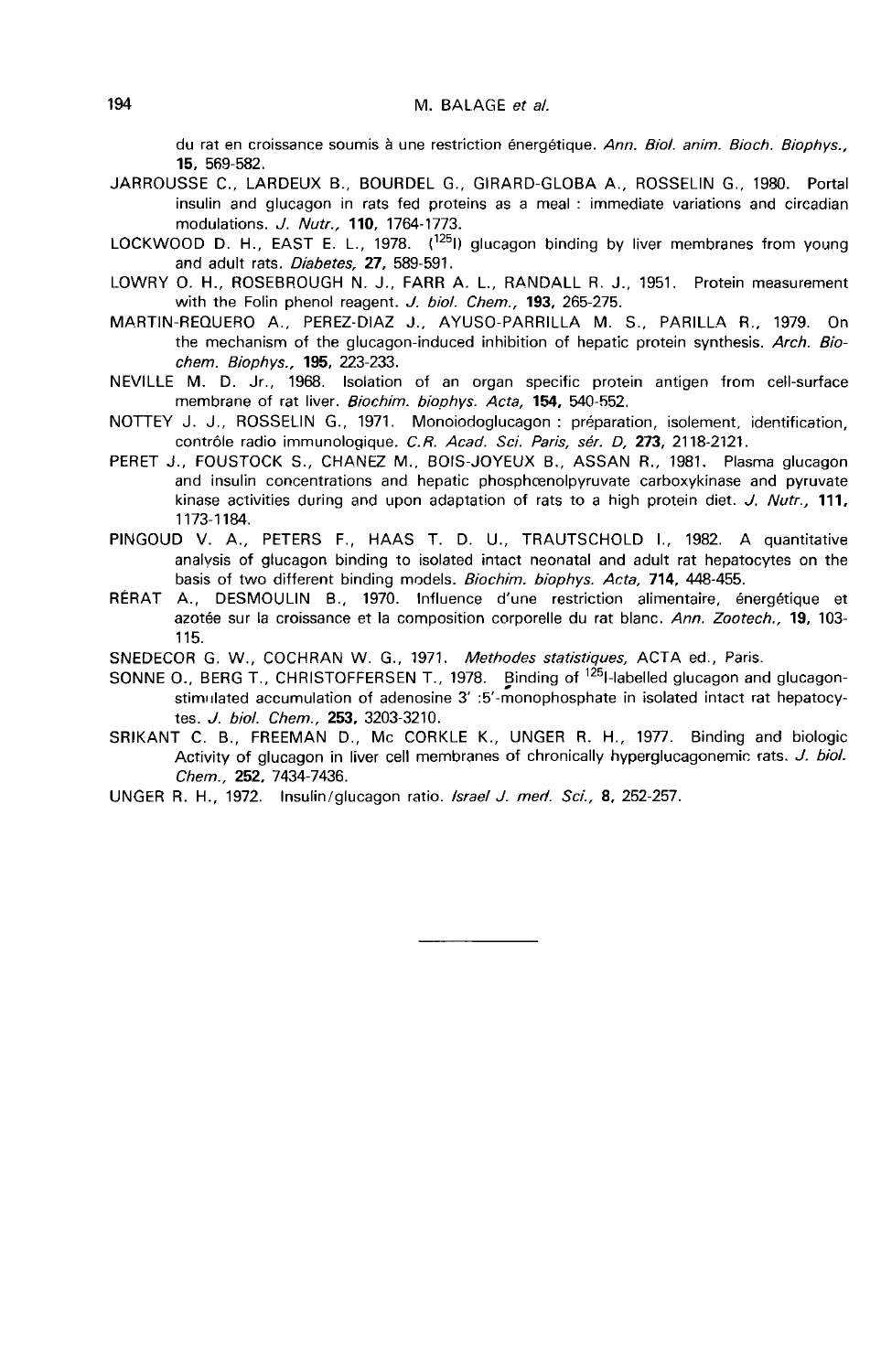du rat en croissance soumis à une restriction énergétique. *Ann. Biol. anim. Bioch. Biophys.*, **15**, 569-582.

JARROUSSE C., LARDEUX B., BOURDEL G., GIRARD-GLOBA A., ROSSELIN G., 1980. Portal insulin and glucagon in rats fed proteins as a meal : immediate variations and circadian modulations. *J. Nutr.*, **110**, 1764-1773.

LOCKWOOD D. H., EAST E. L., 1978. ($^{125}$I) glucagon binding by liver membranes from young and adult rats. *Diabetes*, **27**, 589-591.

LOWRY O. H., ROSEBROUGH N. J., FARR A. L., RANDALL R. J., 1951. Protein measurement with the Folin phenol reagent. *J. biol. Chem.*, **193**, 265-275.

MARTIN-REQUERO A., PEREZ-DIAZ J., AYUSO-PARRILLA M. S., PARILLA R., 1979. On the mechanism of the glucagon-induced inhibition of hepatic protein synthesis. *Arch. Biochem. Biophys.*, **195**, 223-233.

NEVILLE M. D. Jr., 1968. Isolation of an organ specific protein antigen from cell-surface membrane of rat liver. *Biochim. biophys. Acta*, **154**, 540-552.

NOTTEY J. J., ROSSELIN G., 1971. Monoiodoglucagon : préparation, isolement, identification, contrôle radio immunologique. *C.R. Acad. Sci. Paris, sér. D*, **273**, 2118-2121.

PERET J., FOUSTOCK S., CHANEZ M., BOIS-JOYEUX B., ASSAN R., 1981. Plasma glucagon and insulin concentrations and hepatic phosphœnolpyruvate carboxykinase and pyruvate kinase activities during and upon adaptation of rats to a high protein diet. *J. Nutr.*, **111**, 1173-1184.

PINGOUD V. A., PETERS F., HAAS T. D. U., TRAUTSCHOLD I., 1982. A quantitative analysis of glucagon binding to isolated intact neonatal and adult rat hepatocytes on the basis of two different binding models. *Biochim. biophys. Acta*, **714**, 448-455.

RÉRAT A., DESMOULIN B., 1970. Influence d'une restriction alimentaire, énergétique et azotée sur la croissance et la composition corporelle du rat blanc. *Ann. Zootech.*, **19**, 103-115.

SNEDECOR G. W., COCHRAN W. G., 1971. *Methodes statistiques*, ACTA ed., Paris.

SONNE O., BERG T., CHRISTOFFERSEN T., 1978. Binding of $^{125}$I-labelled glucagon and glucagon-stimulated accumulation of adenosine 3' :5'-monophosphate in isolated intact rat hepatocytes. *J. biol. Chem.*, **253**, 3203-3210.

SRIKANT C. B., FREEMAN D., Mc CORKLE K., UNGER R. H., 1977. Binding and biologic Activity of glucagon in liver cell membranes of chronically hyperglucagonemic rats. *J. biol. Chem.*, **252**, 7434-7436.

UNGER R. H., 1972. Insulin/glucagon ratio. *Israel J. med. Sci.*, **8**, 252-257.